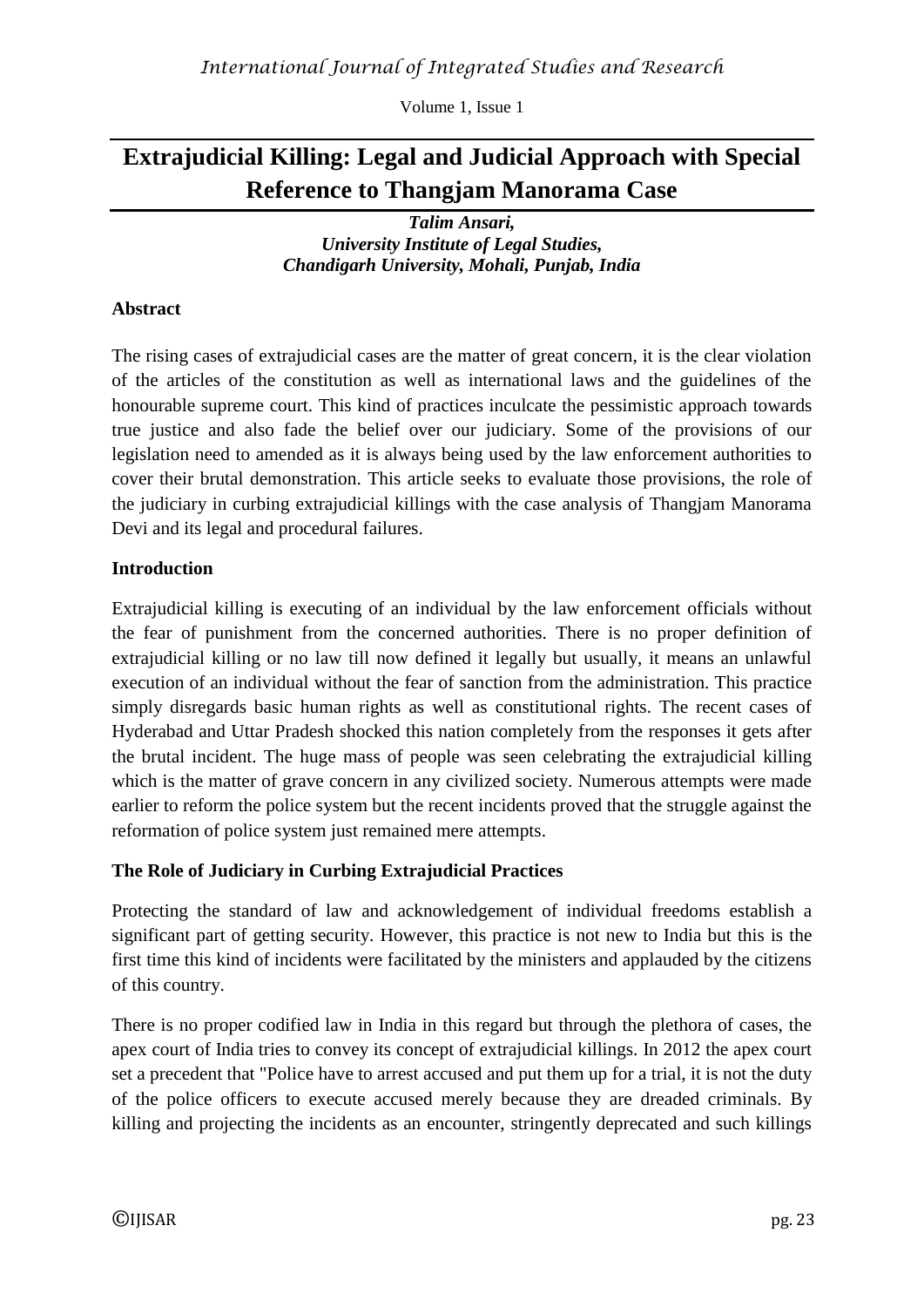# Extrajudicial Killing: Legal and Judicial Approach with Special Reference to Thangjam Manorama Case

***Talim Ansari,***
***University Institute of Legal Studies,***
***Chandigarh University, Mohali, Punjab, India***

## Abstract

The rising cases of extrajudicial cases are the matter of great concern, it is the clear violation of the articles of the constitution as well as international laws and the guidelines of the honourable supreme court. This kind of practices inculcate the pessimistic approach towards true justice and also fade the belief over our judiciary. Some of the provisions of our legislation need to amended as it is always being used by the law enforcement authorities to cover their brutal demonstration. This article seeks to evaluate those provisions, the role of the judiciary in curbing extrajudicial killings with the case analysis of Thangjam Manorama Devi and its legal and procedural failures.

## Introduction

Extrajudicial killing is executing of an individual by the law enforcement officials without the fear of punishment from the concerned authorities. There is no proper definition of extrajudicial killing or no law till now defined it legally but usually, it means an unlawful execution of an individual without the fear of sanction from the administration. This practice simply disregards basic human rights as well as constitutional rights. The recent cases of Hyderabad and Uttar Pradesh shocked this nation completely from the responses it gets after the brutal incident. The huge mass of people was seen celebrating the extrajudicial killing which is the matter of grave concern in any civilized society. Numerous attempts were made earlier to reform the police system but the recent incidents proved that the struggle against the reformation of police system just remained mere attempts.

## The Role of Judiciary in Curbing Extrajudicial Practices

Protecting the standard of law and acknowledgement of individual freedoms establish a significant part of getting security. However, this practice is not new to India but this is the first time this kind of incidents were facilitated by the ministers and applauded by the citizens of this country.

There is no proper codified law in India in this regard but through the plethora of cases, the apex court of India tries to convey its concept of extrajudicial killings. In 2012 the apex court set a precedent that "Police have to arrest accused and put them up for a trial, it is not the duty of the police officers to execute accused merely because they are dreaded criminals. By killing and projecting the incidents as an encounter, stringently deprecated and such killings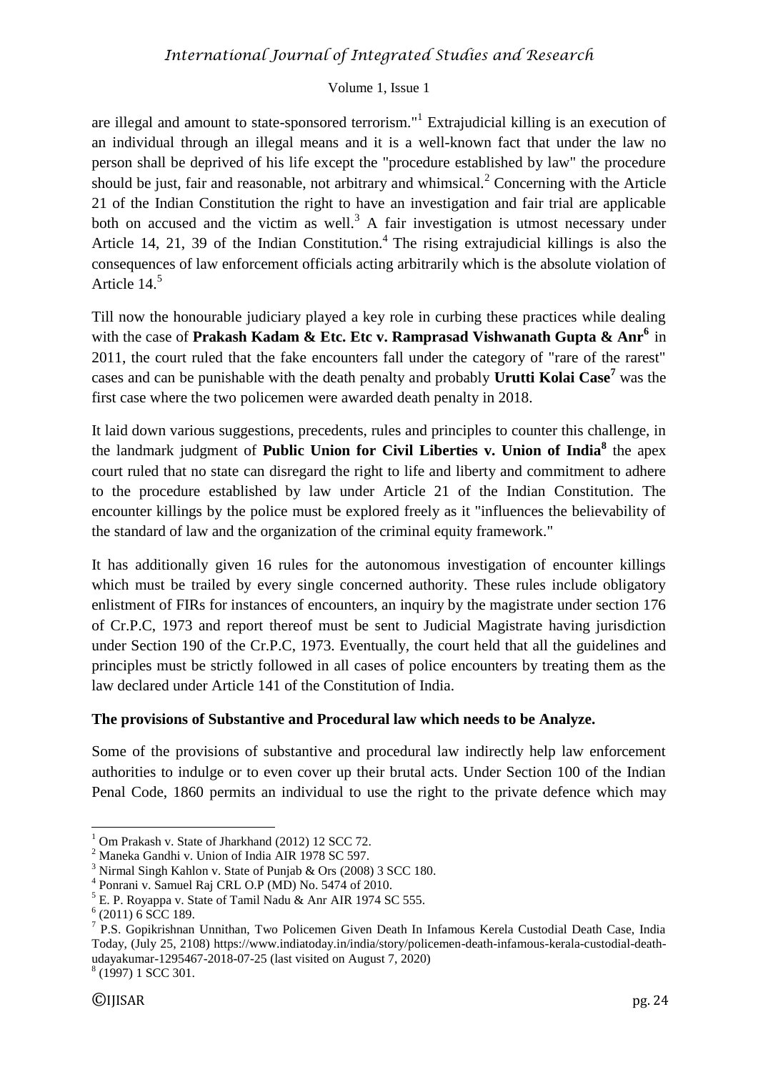are illegal and amount to state-sponsored terrorism."[1] Extrajudicial killing is an execution of an individual through an illegal means and it is a well-known fact that under the law no person shall be deprived of his life except the "procedure established by law" the procedure should be just, fair and reasonable, not arbitrary and whimsical.[2] Concerning with the Article 21 of the Indian Constitution the right to have an investigation and fair trial are applicable both on accused and the victim as well.[3] A fair investigation is utmost necessary under Article 14, 21, 39 of the Indian Constitution.[4] The rising extrajudicial killings is also the consequences of law enforcement officials acting arbitrarily which is the absolute violation of Article 14.[5]

Till now the honourable judiciary played a key role in curbing these practices while dealing with the case of **Prakash Kadam & Etc. Etc v. Ramprasad Vishwanath Gupta & Anr**[6] in 2011, the court ruled that the fake encounters fall under the category of "rare of the rarest" cases and can be punishable with the death penalty and probably **Urutti Kolai Case**[7] was the first case where the two policemen were awarded death penalty in 2018.

It laid down various suggestions, precedents, rules and principles to counter this challenge, in the landmark judgment of **Public Union for Civil Liberties v. Union of India**[8] the apex court ruled that no state can disregard the right to life and liberty and commitment to adhere to the procedure established by law under Article 21 of the Indian Constitution. The encounter killings by the police must be explored freely as it "influences the believability of the standard of law and the organization of the criminal equity framework."

It has additionally given 16 rules for the autonomous investigation of encounter killings which must be trailed by every single concerned authority. These rules include obligatory enlistment of FIRs for instances of encounters, an inquiry by the magistrate under section 176 of Cr.P.C, 1973 and report thereof must be sent to Judicial Magistrate having jurisdiction under Section 190 of the Cr.P.C, 1973. Eventually, the court held that all the guidelines and principles must be strictly followed in all cases of police encounters by treating them as the law declared under Article 141 of the Constitution of India.

**The provisions of Substantive and Procedural law which needs to be Analyze.**

Some of the provisions of substantive and procedural law indirectly help law enforcement authorities to indulge or to even cover up their brutal acts. Under Section 100 of the Indian Penal Code, 1860 permits an individual to use the right to the private defence which may

---

[1] Om Prakash v. State of Jharkhand (2012) 12 SCC 72.

[2] Maneka Gandhi v. Union of India AIR 1978 SC 597.

[3] Nirmal Singh Kahlon v. State of Punjab & Ors (2008) 3 SCC 180.

[4] Ponrani v. Samuel Raj CRL O.P (MD) No. 5474 of 2010.

[5] E. P. Royappa v. State of Tamil Nadu & Anr AIR 1974 SC 555.

[6] (2011) 6 SCC 189.

[7] P.S. Gopikrishnan Unnithan, Two Policemen Given Death In Infamous Kerela Custodial Death Case, India Today, (July 25, 2108) https://www.indiatoday.in/india/story/policemen-death-infamous-kerala-custodial-death-udayakumar-1295467-2018-07-25 (last visited on August 7, 2020)

[8] (1997) 1 SCC 301.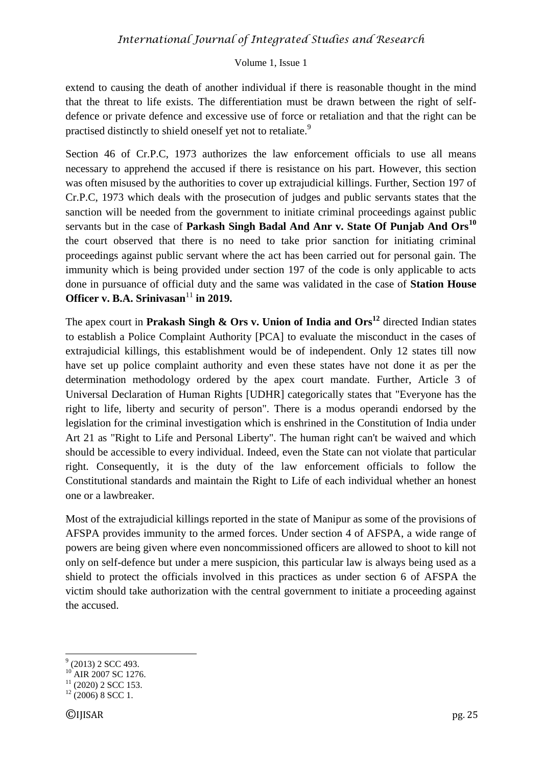extend to causing the death of another individual if there is reasonable thought in the mind that the threat to life exists. The differentiation must be drawn between the right of self-defence or private defence and excessive use of force or retaliation and that the right can be practised distinctly to shield oneself yet not to retaliate.[9]

Section 46 of Cr.P.C, 1973 authorizes the law enforcement officials to use all means necessary to apprehend the accused if there is resistance on his part. However, this section was often misused by the authorities to cover up extrajudicial killings. Further, Section 197 of Cr.P.C, 1973 which deals with the prosecution of judges and public servants states that the sanction will be needed from the government to initiate criminal proceedings against public servants but in the case of **Parkash Singh Badal And Anr v. State Of Punjab And Ors**[10] the court observed that there is no need to take prior sanction for initiating criminal proceedings against public servant where the act has been carried out for personal gain. The immunity which is being provided under section 197 of the code is only applicable to acts done in pursuance of official duty and the same was validated in the case of **Station House Officer v. B.A. Srinivasan**[11] **in 2019.**

The apex court in **Prakash Singh & Ors v. Union of India and Ors**[12] directed Indian states to establish a Police Complaint Authority [PCA] to evaluate the misconduct in the cases of extrajudicial killings, this establishment would be of independent. Only 12 states till now have set up police complaint authority and even these states have not done it as per the determination methodology ordered by the apex court mandate. Further, Article 3 of Universal Declaration of Human Rights [UDHR] categorically states that "Everyone has the right to life, liberty and security of person". There is a modus operandi endorsed by the legislation for the criminal investigation which is enshrined in the Constitution of India under Art 21 as "Right to Life and Personal Liberty". The human right can't be waived and which should be accessible to every individual. Indeed, even the State can not violate that particular right. Consequently, it is the duty of the law enforcement officials to follow the Constitutional standards and maintain the Right to Life of each individual whether an honest one or a lawbreaker.

Most of the extrajudicial killings reported in the state of Manipur as some of the provisions of AFSPA provides immunity to the armed forces. Under section 4 of AFSPA, a wide range of powers are being given where even noncommissioned officers are allowed to shoot to kill not only on self-defence but under a mere suspicion, this particular law is always being used as a shield to protect the officials involved in this practices as under section 6 of AFSPA the victim should take authorization with the central government to initiate a proceeding against the accused.

---

[9] (2013) 2 SCC 493.

[10] AIR 2007 SC 1276.

[11] (2020) 2 SCC 153.

[12] (2006) 8 SCC 1.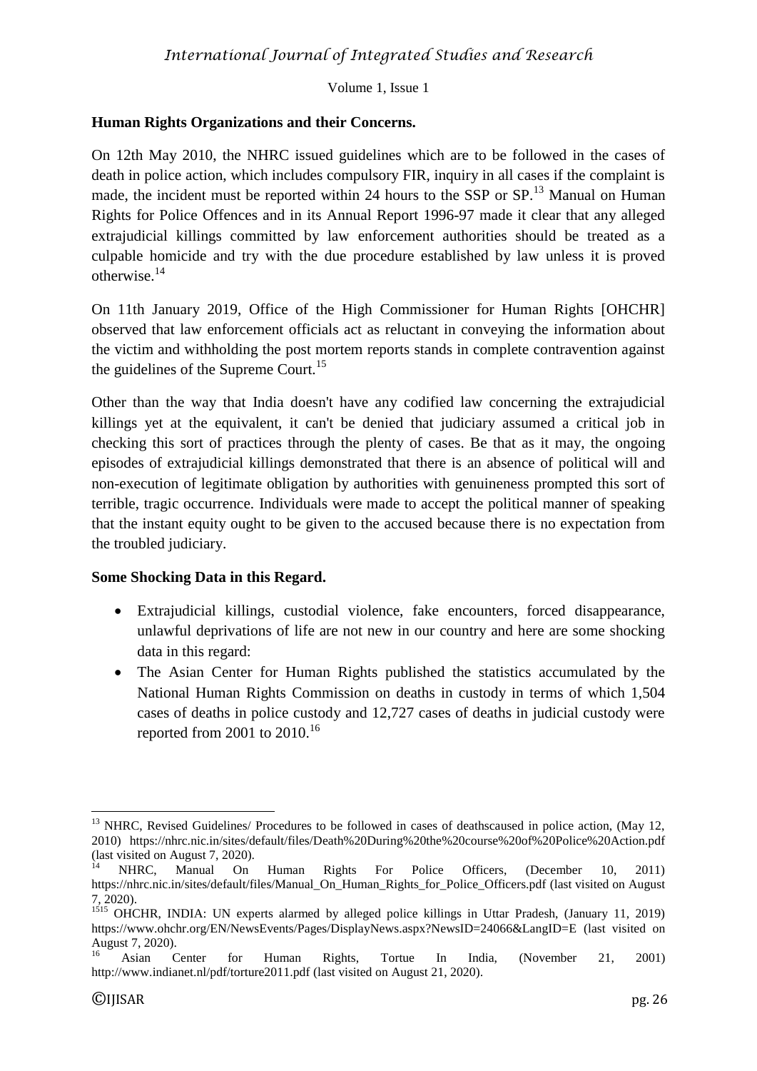**Human Rights Organizations and their Concerns.**

On 12th May 2010, the NHRC issued guidelines which are to be followed in the cases of death in police action, which includes compulsory FIR, inquiry in all cases if the complaint is made, the incident must be reported within 24 hours to the SSP or SP.[13] Manual on Human Rights for Police Offences and in its Annual Report 1996-97 made it clear that any alleged extrajudicial killings committed by law enforcement authorities should be treated as a culpable homicide and try with the due procedure established by law unless it is proved otherwise.[14]

On 11th January 2019, Office of the High Commissioner for Human Rights [OHCHR] observed that law enforcement officials act as reluctant in conveying the information about the victim and withholding the post mortem reports stands in complete contravention against the guidelines of the Supreme Court.[15]

Other than the way that India doesn't have any codified law concerning the extrajudicial killings yet at the equivalent, it can't be denied that judiciary assumed a critical job in checking this sort of practices through the plenty of cases. Be that as it may, the ongoing episodes of extrajudicial killings demonstrated that there is an absence of political will and non-execution of legitimate obligation by authorities with genuineness prompted this sort of terrible, tragic occurrence. Individuals were made to accept the political manner of speaking that the instant equity ought to be given to the accused because there is no expectation from the troubled judiciary.

**Some Shocking Data in this Regard.**

- Extrajudicial killings, custodial violence, fake encounters, forced disappearance, unlawful deprivations of life are not new in our country and here are some shocking data in this regard:
- The Asian Center for Human Rights published the statistics accumulated by the National Human Rights Commission on deaths in custody in terms of which 1,504 cases of deaths in police custody and 12,727 cases of deaths in judicial custody were reported from 2001 to 2010.[16]

---

[13] NHRC, Revised Guidelines/ Procedures to be followed in cases of deathscaused in police action, (May 12, 2010) https://nhrc.nic.in/sites/default/files/Death%20During%20the%20course%20of%20Police%20Action.pdf (last visited on August 7, 2020).

[14] NHRC, Manual On Human Rights For Police Officers, (December 10, 2011) https://nhrc.nic.in/sites/default/files/Manual_On_Human_Rights_for_Police_Officers.pdf (last visited on August 7, 2020).

[1515] OHCHR, INDIA: UN experts alarmed by alleged police killings in Uttar Pradesh, (January 11, 2019) https://www.ohchr.org/EN/NewsEvents/Pages/DisplayNews.aspx?NewsID=24066&LangID=E (last visited on August 7, 2020).

[16] Asian Center for Human Rights, Tortue In India, (November 21, 2001) http://www.indianet.nl/pdf/torture2011.pdf (last visited on August 21, 2020).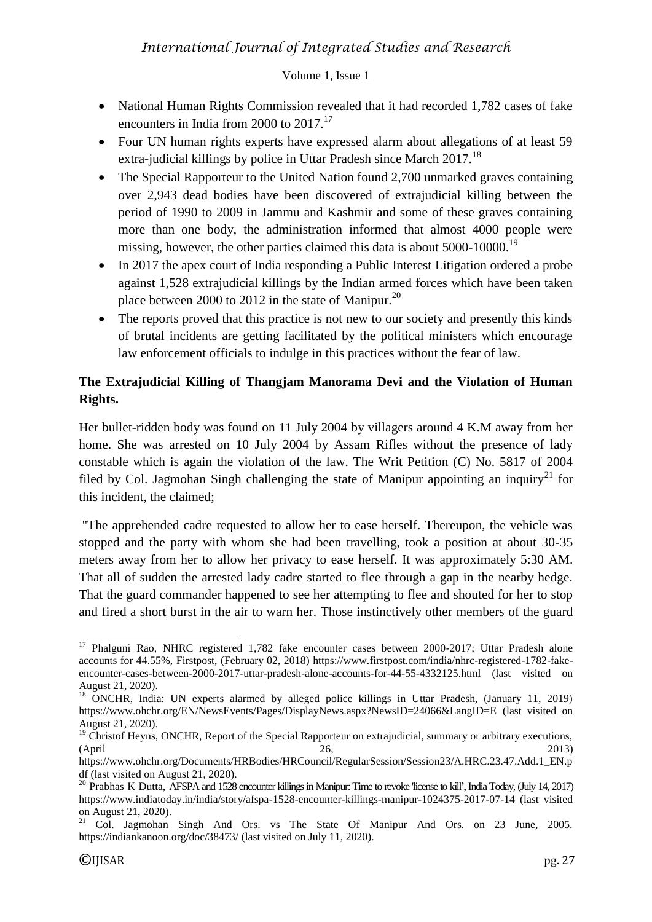- National Human Rights Commission revealed that it had recorded 1,782 cases of fake encounters in India from 2000 to 2017.[17]
- Four UN human rights experts have expressed alarm about allegations of at least 59 extra-judicial killings by police in Uttar Pradesh since March 2017.[18]
- The Special Rapporteur to the United Nation found 2,700 unmarked graves containing over 2,943 dead bodies have been discovered of extrajudicial killing between the period of 1990 to 2009 in Jammu and Kashmir and some of these graves containing more than one body, the administration informed that almost 4000 people were missing, however, the other parties claimed this data is about 5000-10000.[19]
- In 2017 the apex court of India responding a Public Interest Litigation ordered a probe against 1,528 extrajudicial killings by the Indian armed forces which have been taken place between 2000 to 2012 in the state of Manipur.[20]
- The reports proved that this practice is not new to our society and presently this kinds of brutal incidents are getting facilitated by the political ministers which encourage law enforcement officials to indulge in this practices without the fear of law.

**The Extrajudicial Killing of Thangjam Manorama Devi and the Violation of Human Rights.**

Her bullet-ridden body was found on 11 July 2004 by villagers around 4 K.M away from her home. She was arrested on 10 July 2004 by Assam Rifles without the presence of lady constable which is again the violation of the law. The Writ Petition (C) No. 5817 of 2004 filed by Col. Jagmohan Singh challenging the state of Manipur appointing an inquiry[21] for this incident, the claimed;

"The apprehended cadre requested to allow her to ease herself. Thereupon, the vehicle was stopped and the party with whom she had been travelling, took a position at about 30-35 meters away from her to allow her privacy to ease herself. It was approximately 5:30 AM. That all of sudden the arrested lady cadre started to flee through a gap in the nearby hedge. That the guard commander happened to see her attempting to flee and shouted for her to stop and fired a short burst in the air to warn her. Those instinctively other members of the guard

---

[17] Phalguni Rao, NHRC registered 1,782 fake encounter cases between 2000-2017; Uttar Pradesh alone accounts for 44.55%, Firstpost, (February 02, 2018) https://www.firstpost.com/india/nhrc-registered-1782-fake-encounter-cases-between-2000-2017-uttar-pradesh-alone-accounts-for-44-55-4332125.html (last visited on August 21, 2020).

[18] ONCHR, India: UN experts alarmed by alleged police killings in Uttar Pradesh, (January 11, 2019) https://www.ohchr.org/EN/NewsEvents/Pages/DisplayNews.aspx?NewsID=24066&LangID=E (last visited on August 21, 2020).

[19] Christof Heyns, ONCHR, Report of the Special Rapporteur on extrajudicial, summary or arbitrary executions, (April 26, 2013) https://www.ohchr.org/Documents/HRBodies/HRCouncil/RegularSession/Session23/A.HRC.23.47.Add.1_EN.pdf (last visited on August 21, 2020).

[20] Prabhas K Dutta, AFSPA and 1528 encounter killings in Manipur: Time to revoke 'license to kill', India Today, (July 14, 2017) https://www.indiatoday.in/india/story/afspa-1528-encounter-killings-manipur-1024375-2017-07-14 (last visited on August 21, 2020).

[21] Col. Jagmohan Singh And Ors. vs The State Of Manipur And Ors. on 23 June, 2005. https://indiankanoon.org/doc/38473/ (last visited on July 11, 2020).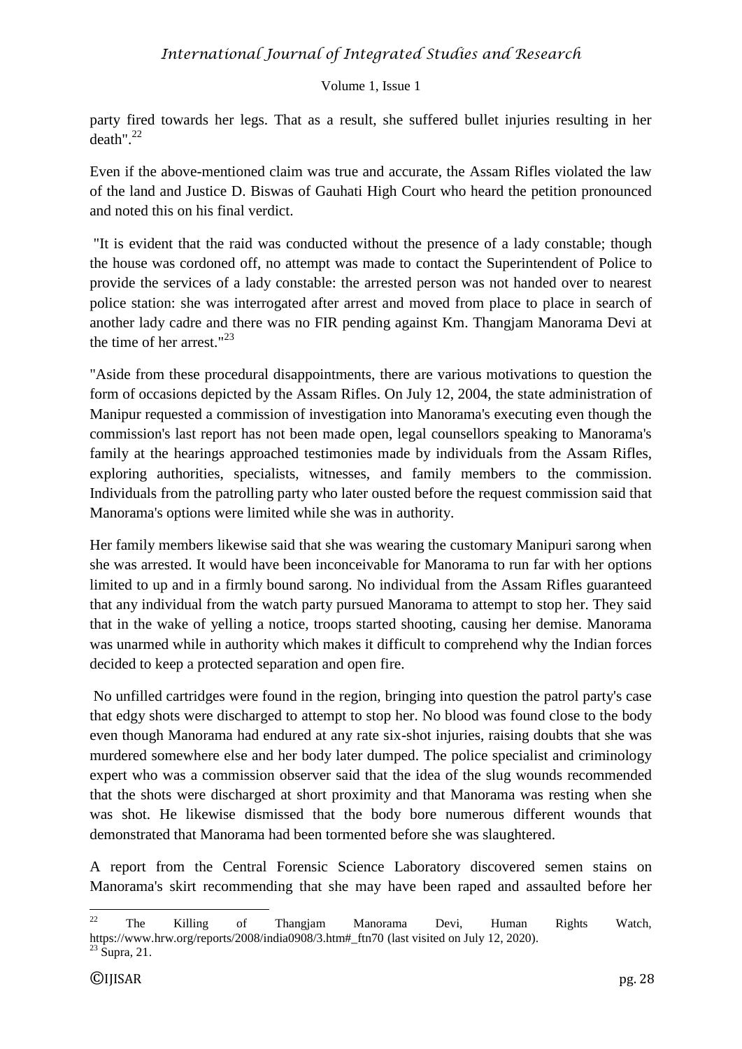party fired towards her legs. That as a result, she suffered bullet injuries resulting in her death".[22]

Even if the above-mentioned claim was true and accurate, the Assam Rifles violated the law of the land and Justice D. Biswas of Gauhati High Court who heard the petition pronounced and noted this on his final verdict.

"It is evident that the raid was conducted without the presence of a lady constable; though the house was cordoned off, no attempt was made to contact the Superintendent of Police to provide the services of a lady constable: the arrested person was not handed over to nearest police station: she was interrogated after arrest and moved from place to place in search of another lady cadre and there was no FIR pending against Km. Thangjam Manorama Devi at the time of her arrest."[23]

"Aside from these procedural disappointments, there are various motivations to question the form of occasions depicted by the Assam Rifles. On July 12, 2004, the state administration of Manipur requested a commission of investigation into Manorama's executing even though the commission's last report has not been made open, legal counsellors speaking to Manorama's family at the hearings approached testimonies made by individuals from the Assam Rifles, exploring authorities, specialists, witnesses, and family members to the commission. Individuals from the patrolling party who later ousted before the request commission said that Manorama's options were limited while she was in authority.

Her family members likewise said that she was wearing the customary Manipuri sarong when she was arrested. It would have been inconceivable for Manorama to run far with her options limited to up and in a firmly bound sarong. No individual from the Assam Rifles guaranteed that any individual from the watch party pursued Manorama to attempt to stop her. They said that in the wake of yelling a notice, troops started shooting, causing her demise. Manorama was unarmed while in authority which makes it difficult to comprehend why the Indian forces decided to keep a protected separation and open fire.

No unfilled cartridges were found in the region, bringing into question the patrol party's case that edgy shots were discharged to attempt to stop her. No blood was found close to the body even though Manorama had endured at any rate six-shot injuries, raising doubts that she was murdered somewhere else and her body later dumped. The police specialist and criminology expert who was a commission observer said that the idea of the slug wounds recommended that the shots were discharged at short proximity and that Manorama was resting when she was shot. He likewise dismissed that the body bore numerous different wounds that demonstrated that Manorama had been tormented before she was slaughtered.

A report from the Central Forensic Science Laboratory discovered semen stains on Manorama's skirt recommending that she may have been raped and assaulted before her

---

[22] The Killing of Thangjam Manorama Devi, Human Rights Watch, https://www.hrw.org/reports/2008/india0908/3.htm#_ftn70 (last visited on July 12, 2020).

[23] Supra, 21.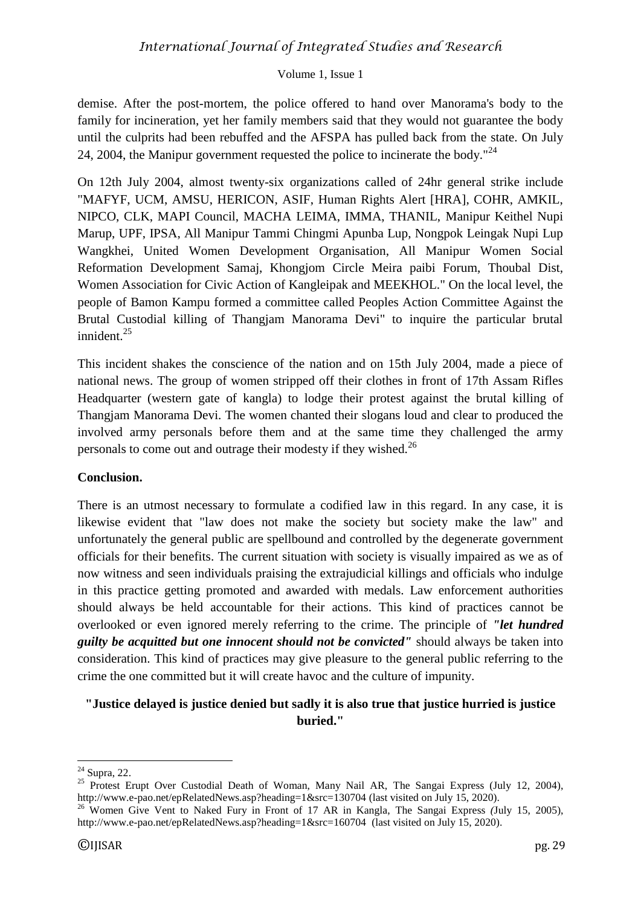demise. After the post-mortem, the police offered to hand over Manorama's body to the family for incineration, yet her family members said that they would not guarantee the body until the culprits had been rebuffed and the AFSPA has pulled back from the state. On July 24, 2004, the Manipur government requested the police to incinerate the body."[24]

On 12th July 2004, almost twenty-six organizations called of 24hr general strike include "MAFYF, UCM, AMSU, HERICON, ASIF, Human Rights Alert [HRA], COHR, AMKIL, NIPCO, CLK, MAPI Council, MACHA LEIMA, IMMA, THANIL, Manipur Keithel Nupi Marup, UPF, IPSA, All Manipur Tammi Chingmi Apunba Lup, Nongpok Leingak Nupi Lup Wangkhei, United Women Development Organisation, All Manipur Women Social Reformation Development Samaj, Khongjom Circle Meira paibi Forum, Thoubal Dist, Women Association for Civic Action of Kangleipak and MEEKHOL." On the local level, the people of Bamon Kampu formed a committee called Peoples Action Committee Against the Brutal Custodial killing of Thangjam Manorama Devi" to inquire the particular brutal innident.[25]

This incident shakes the conscience of the nation and on 15th July 2004, made a piece of national news. The group of women stripped off their clothes in front of 17th Assam Rifles Headquarter (western gate of kangla) to lodge their protest against the brutal killing of Thangjam Manorama Devi. The women chanted their slogans loud and clear to produced the involved army personals before them and at the same time they challenged the army personals to come out and outrage their modesty if they wished.[26]

**Conclusion.**

There is an utmost necessary to formulate a codified law in this regard. In any case, it is likewise evident that "law does not make the society but society make the law" and unfortunately the general public are spellbound and controlled by the degenerate government officials for their benefits. The current situation with society is visually impaired as we as of now witness and seen individuals praising the extrajudicial killings and officials who indulge in this practice getting promoted and awarded with medals. Law enforcement authorities should always be held accountable for their actions. This kind of practices cannot be overlooked or even ignored merely referring to the crime. The principle of ***"let hundred guilty be acquitted but one innocent should not be convicted"*** should always be taken into consideration. This kind of practices may give pleasure to the general public referring to the crime the one committed but it will create havoc and the culture of impunity.

**"Justice delayed is justice denied but sadly it is also true that justice hurried is justice buried."**

---

[24] Supra, 22.

[25] Protest Erupt Over Custodial Death of Woman, Many Nail AR, The Sangai Express (July 12, 2004), http://www.e-pao.net/epRelatedNews.asp?heading=1&src=130704 (last visited on July 15, 2020).

[26] Women Give Vent to Naked Fury in Front of 17 AR in Kangla, The Sangai Express (July 15, 2005), http://www.e-pao.net/epRelatedNews.asp?heading=1&src=160704 (last visited on July 15, 2020).